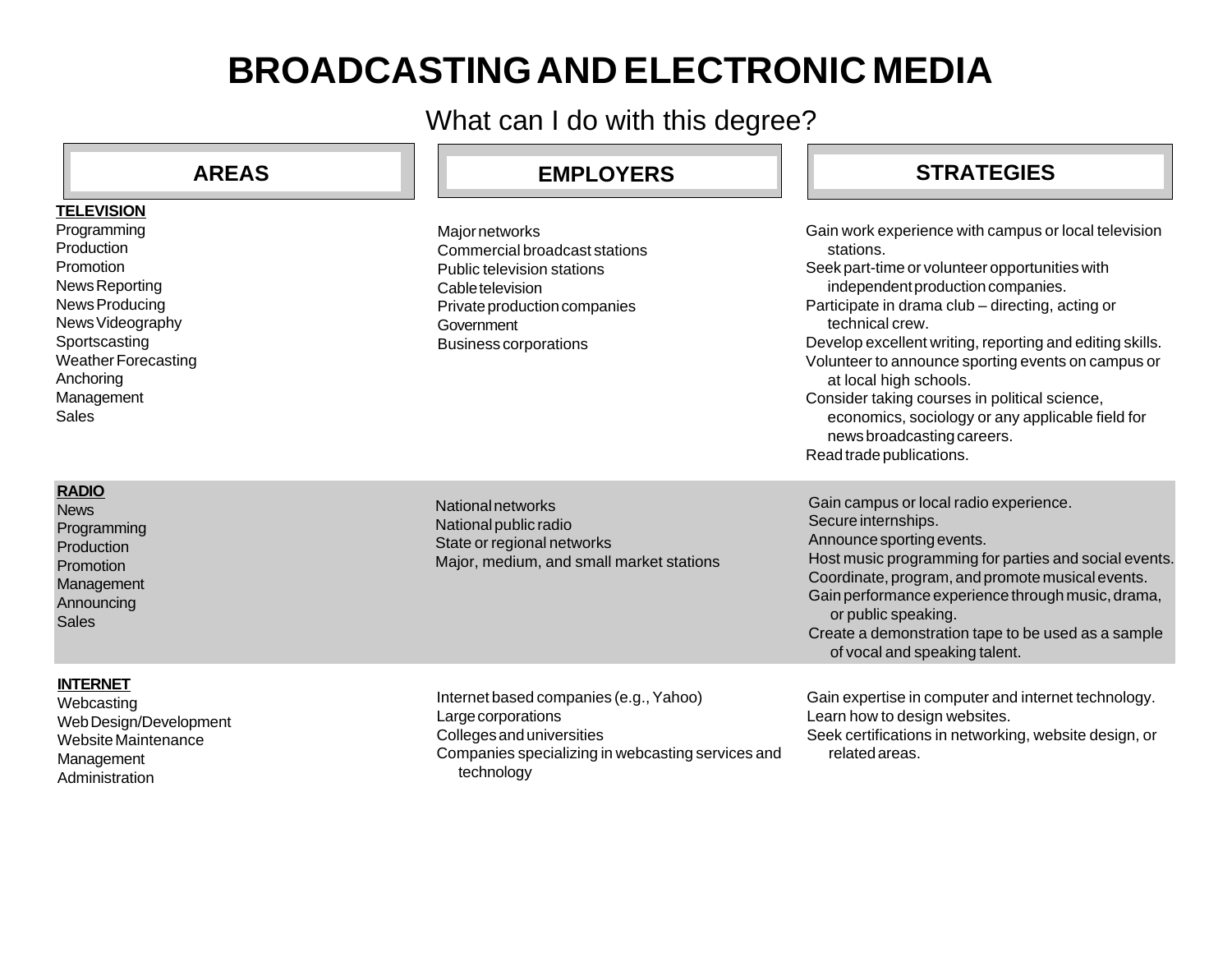# BROADCASTING AND ELECTRONIC MEDIA

## What can I do with this degree?

| AREAS | EMPLOYERS | STRATEGIES |
|---|---|---|
| **TELEVISION**<br>Programming<br>Production<br>Promotion<br>News Reporting<br>News Producing<br>News Videography<br>Sportscasting<br>Weather Forecasting<br>Anchoring<br>Management<br>Sales | Major networks<br>Commercial broadcast stations<br>Public television stations<br>Cable television<br>Private production companies<br>Government<br>Business corporations | Gain work experience with campus or local television stations.<br>Seek part-time or volunteer opportunities with independent production companies.<br>Participate in drama club – directing, acting or technical crew.<br>Develop excellent writing, reporting and editing skills.<br>Volunteer to announce sporting events on campus or at local high schools.<br>Consider taking courses in political science, economics, sociology or any applicable field for news broadcasting careers.<br>Read trade publications. |
| **RADIO**<br>News<br>Programming<br>Production<br>Promotion<br>Management<br>Announcing<br>Sales | National networks<br>National public radio<br>State or regional networks<br>Major, medium, and small market stations | Gain campus or local radio experience.<br>Secure internships.<br>Announce sporting events.<br>Host music programming for parties and social events.<br>Coordinate, program, and promote musical events.<br>Gain performance experience through music, drama, or public speaking.<br>Create a demonstration tape to be used as a sample of vocal and speaking talent. |
| **INTERNET**<br>Webcasting<br>Web Design/Development<br>Website Maintenance<br>Management<br>Administration | Internet based companies (e.g., Yahoo)<br>Large corporations<br>Colleges and universities<br>Companies specializing in webcasting services and technology | Gain expertise in computer and internet technology.<br>Learn how to design websites.<br>Seek certifications in networking, website design, or related areas. |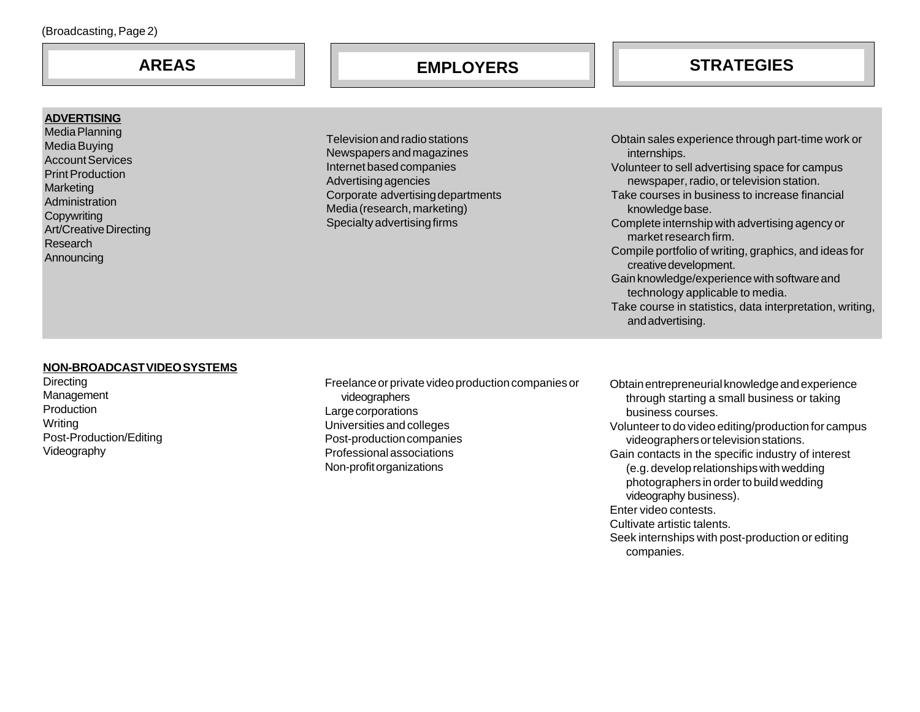(Broadcasting, Page 2)

| AREAS | EMPLOYERS | STRATEGIES |
| --- | --- | --- |
| **ADVERTISING**<br>Media Planning<br>Media Buying<br>Account Services<br>Print Production<br>Marketing<br>Administration<br>Copywriting<br>Art/Creative Directing<br>Research<br>Announcing | Television and radio stations<br>Newspapers and magazines<br>Internet based companies<br>Advertising agencies<br>Corporate advertising departments<br>Media (research, marketing)<br>Specialty advertising firms | Obtain sales experience through part-time work or internships.<br>Volunteer to sell advertising space for campus newspaper, radio, or television station.<br>Take courses in business to increase financial knowledge base.<br>Complete internship with advertising agency or market research firm.<br>Compile portfolio of writing, graphics, and ideas for creative development.<br>Gain knowledge/experience with software and technology applicable to media.<br>Take course in statistics, data interpretation, writing, and advertising. |
| **NON-BROADCAST VIDEO SYSTEMS**<br>Directing<br>Management<br>Production<br>Writing<br>Post-Production/Editing<br>Videography | Freelance or private video production companies or videographers<br>Large corporations<br>Universities and colleges<br>Post-production companies<br>Professional associations<br>Non-profit organizations | Obtain entrepreneurial knowledge and experience through starting a small business or taking business courses.<br>Volunteer to do video editing/production for campus videographers or television stations.<br>Gain contacts in the specific industry of interest (e.g. develop relationships with wedding photographers in order to build wedding videography business).<br>Enter video contests.<br>Cultivate artistic talents.<br>Seek internships with post-production or editing companies. |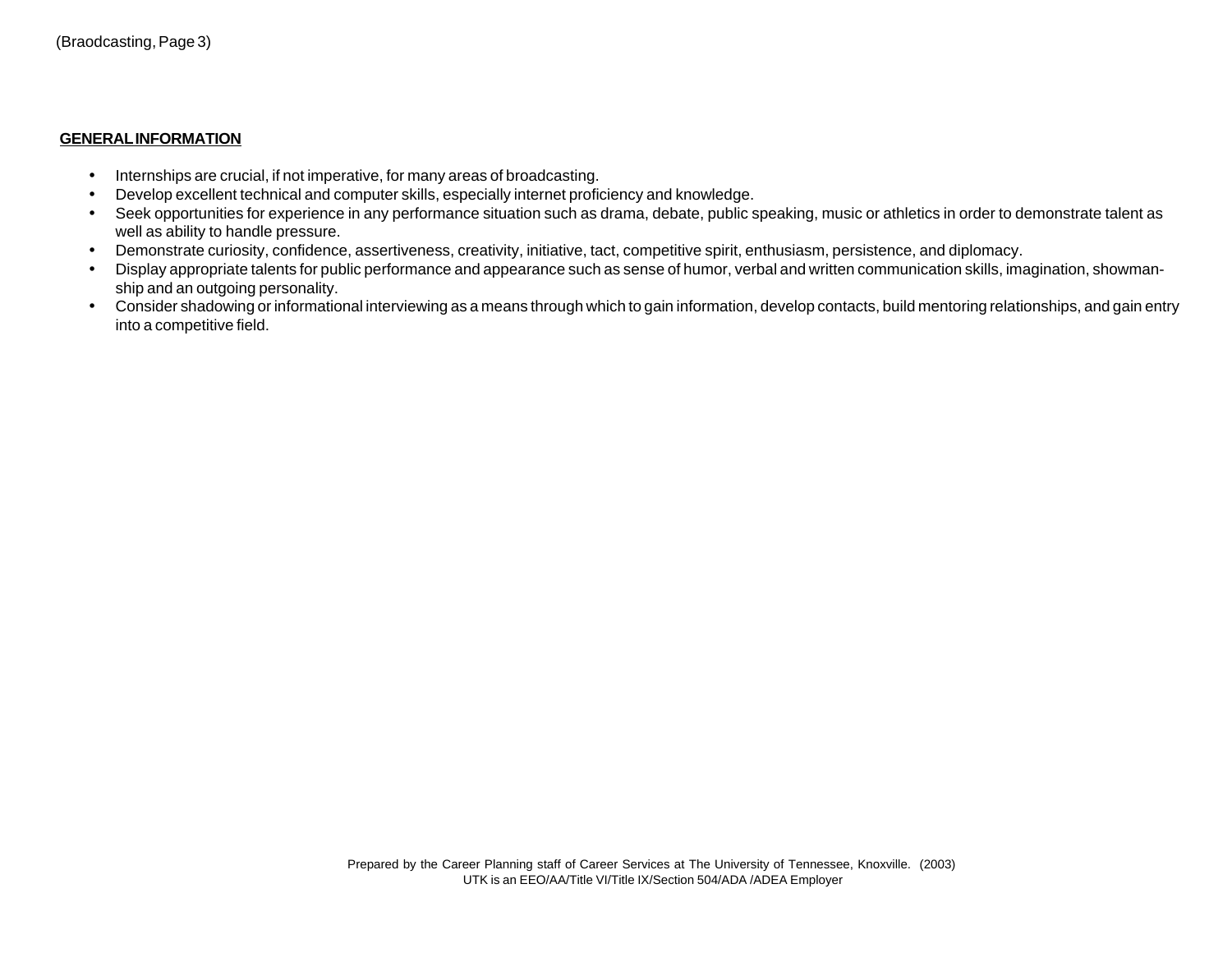## GENERAL INFORMATION

- Internships are crucial, if not imperative, for many areas of broadcasting.
- Develop excellent technical and computer skills, especially internet proficiency and knowledge.
- Seek opportunities for experience in any performance situation such as drama, debate, public speaking, music or athletics in order to demonstrate talent as well as ability to handle pressure.
- Demonstrate curiosity, confidence, assertiveness, creativity, initiative, tact, competitive spirit, enthusiasm, persistence, and diplomacy.
- Display appropriate talents for public performance and appearance such as sense of humor, verbal and written communication skills, imagination, showmanship and an outgoing personality.
- Consider shadowing or informational interviewing as a means through which to gain information, develop contacts, build mentoring relationships, and gain entry into a competitive field.

Prepared by the Career Planning staff of Career Services at The University of Tennessee, Knoxville. (2003)
UTK is an EEO/AA/Title VI/Title IX/Section 504/ADA /ADEA Employer